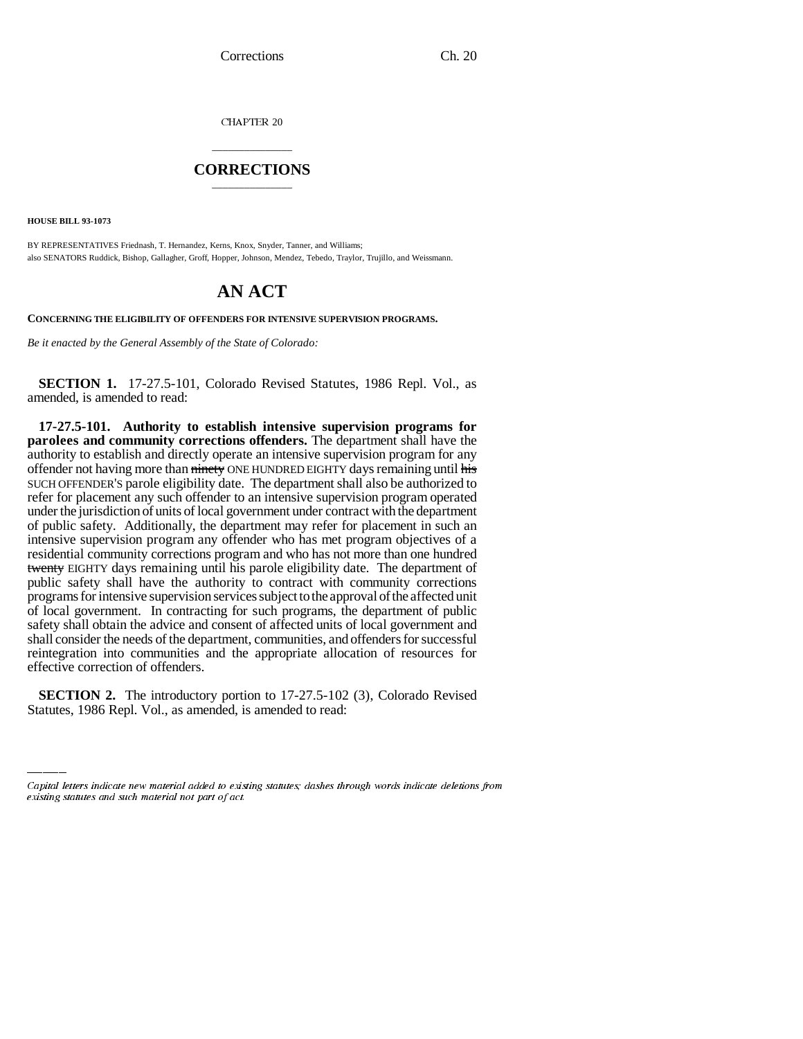CHAPTER 20

## CORRECTIONS

**HOUSE BILL 93-1073**

BY REPRESENTATIVES Friednash, T. Hernandez, Kerns, Knox, Snyder, Tanner, and Williams;
also SENATORS Ruddick, Bishop, Gallagher, Groff, Hopper, Johnson, Mendez, Tebedo, Traylor, Trujillo, and Weissmann.

# AN ACT

**CONCERNING THE ELIGIBILITY OF OFFENDERS FOR INTENSIVE SUPERVISION PROGRAMS.**

*Be it enacted by the General Assembly of the State of Colorado:*

**SECTION 1.** 17-27.5-101, Colorado Revised Statutes, 1986 Repl. Vol., as amended, is amended to read:

**17-27.5-101. Authority to establish intensive supervision programs for parolees and community corrections offenders.** The department shall have the authority to establish and directly operate an intensive supervision program for any offender not having more than ~~ninety~~ ONE HUNDRED EIGHTY days remaining until ~~his~~ SUCH OFFENDER'S parole eligibility date. The department shall also be authorized to refer for placement any such offender to an intensive supervision program operated under the jurisdiction of units of local government under contract with the department of public safety. Additionally, the department may refer for placement in such an intensive supervision program any offender who has met program objectives of a residential community corrections program and who has not more than one hundred ~~twenty~~ EIGHTY days remaining until his parole eligibility date. The department of public safety shall have the authority to contract with community corrections programs for intensive supervision services subject to the approval of the affected unit of local government. In contracting for such programs, the department of public safety shall obtain the advice and consent of affected units of local government and shall consider the needs of the department, communities, and offenders for successful reintegration into communities and the appropriate allocation of resources for effective correction of offenders.

**SECTION 2.** The introductory portion to 17-27.5-102 (3), Colorado Revised Statutes, 1986 Repl. Vol., as amended, is amended to read:

*Capital letters indicate new material added to existing statutes; dashes through words indicate deletions from existing statutes and such material not part of act.*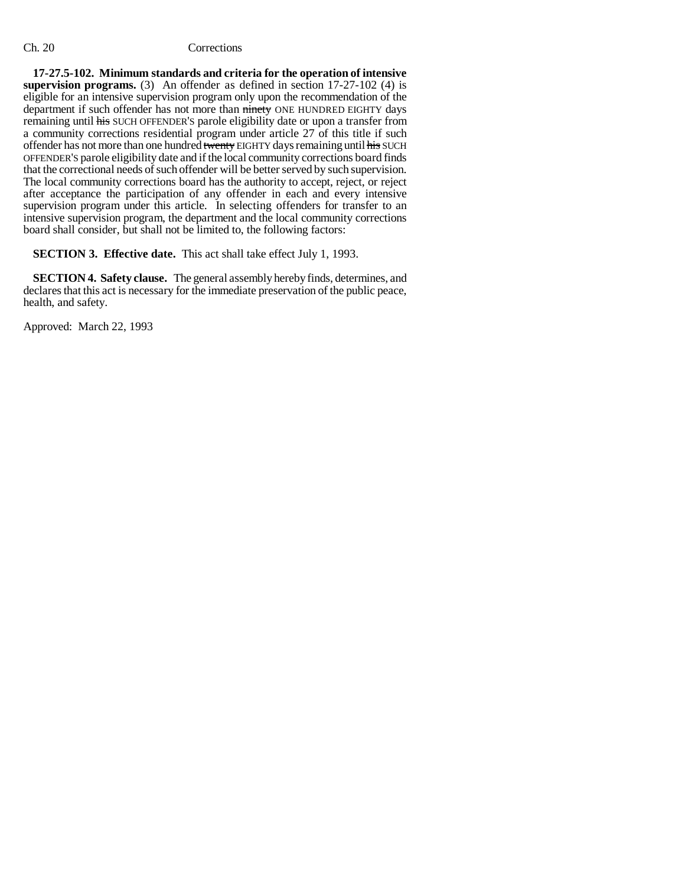**17-27.5-102. Minimum standards and criteria for the operation of intensive supervision programs.** (3) An offender as defined in section 17-27-102 (4) is eligible for an intensive supervision program only upon the recommendation of the department if such offender has not more than ~~ninety~~ ONE HUNDRED EIGHTY days remaining until ~~his~~ SUCH OFFENDER'S parole eligibility date or upon a transfer from a community corrections residential program under article 27 of this title if such offender has not more than one hundred ~~twenty~~ EIGHTY days remaining until ~~his~~ SUCH OFFENDER'S parole eligibility date and if the local community corrections board finds that the correctional needs of such offender will be better served by such supervision. The local community corrections board has the authority to accept, reject, or reject after acceptance the participation of any offender in each and every intensive supervision program under this article. In selecting offenders for transfer to an intensive supervision program, the department and the local community corrections board shall consider, but shall not be limited to, the following factors:

**SECTION 3. Effective date.** This act shall take effect July 1, 1993.

**SECTION 4. Safety clause.** The general assembly hereby finds, determines, and declares that this act is necessary for the immediate preservation of the public peace, health, and safety.

Approved: March 22, 1993